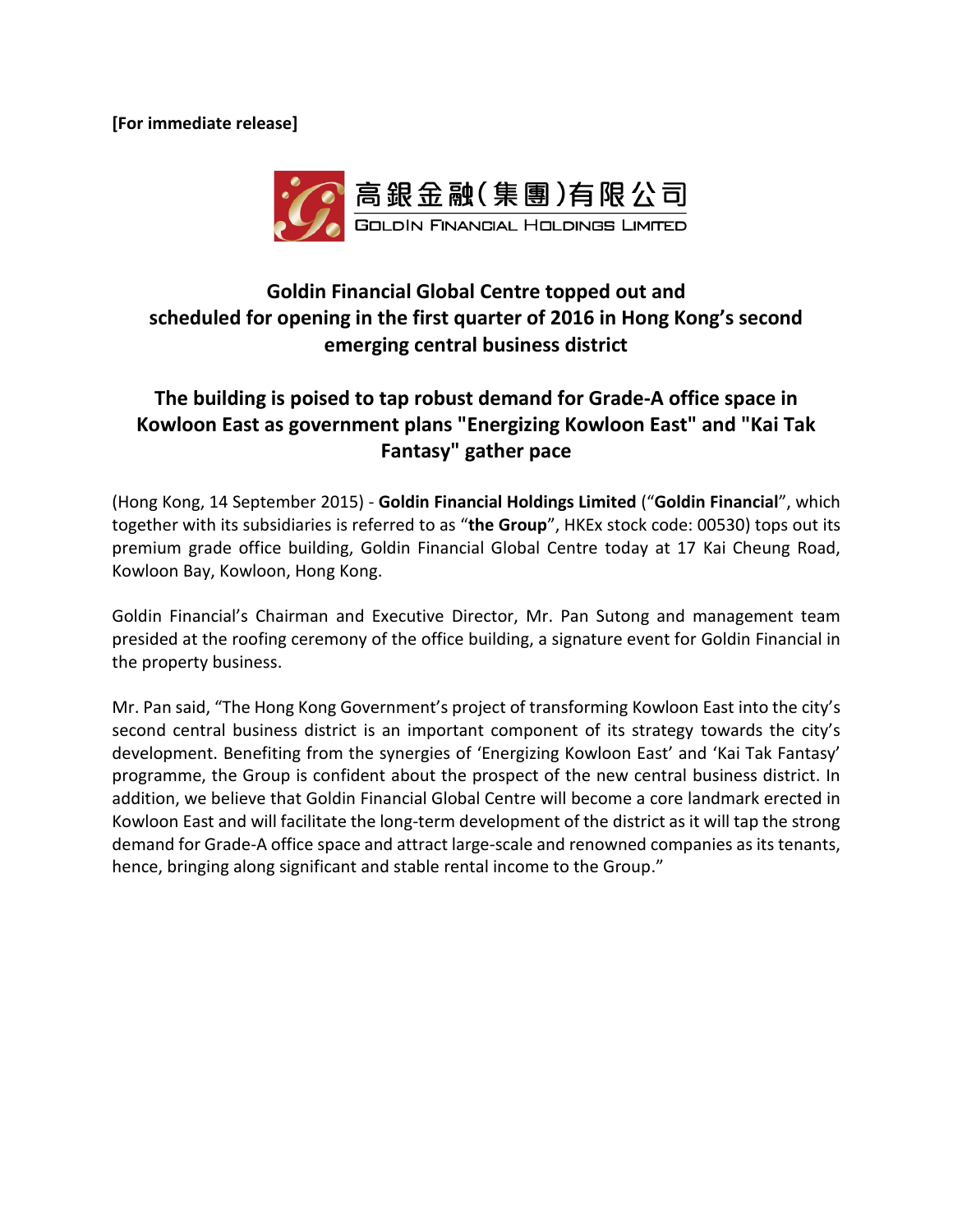**[For immediate release]**

高銀金融(集團)有限公司
GOLDIN FINANCIAL HOLDINGS LIMITED

## Goldin Financial Global Centre topped out and scheduled for opening in the first quarter of 2016 in Hong Kong's second emerging central business district

## The building is poised to tap robust demand for Grade-A office space in Kowloon East as government plans "Energizing Kowloon East" and "Kai Tak Fantasy" gather pace

(Hong Kong, 14 September 2015) - **Goldin Financial Holdings Limited** ("**Goldin Financial**", which together with its subsidiaries is referred to as "**the Group**", HKEx stock code: 00530) tops out its premium grade office building, Goldin Financial Global Centre today at 17 Kai Cheung Road, Kowloon Bay, Kowloon, Hong Kong.

Goldin Financial's Chairman and Executive Director, Mr. Pan Sutong and management team presided at the roofing ceremony of the office building, a signature event for Goldin Financial in the property business.

Mr. Pan said, "The Hong Kong Government's project of transforming Kowloon East into the city's second central business district is an important component of its strategy towards the city's development. Benefiting from the synergies of 'Energizing Kowloon East' and 'Kai Tak Fantasy' programme, the Group is confident about the prospect of the new central business district. In addition, we believe that Goldin Financial Global Centre will become a core landmark erected in Kowloon East and will facilitate the long-term development of the district as it will tap the strong demand for Grade-A office space and attract large-scale and renowned companies as its tenants, hence, bringing along significant and stable rental income to the Group."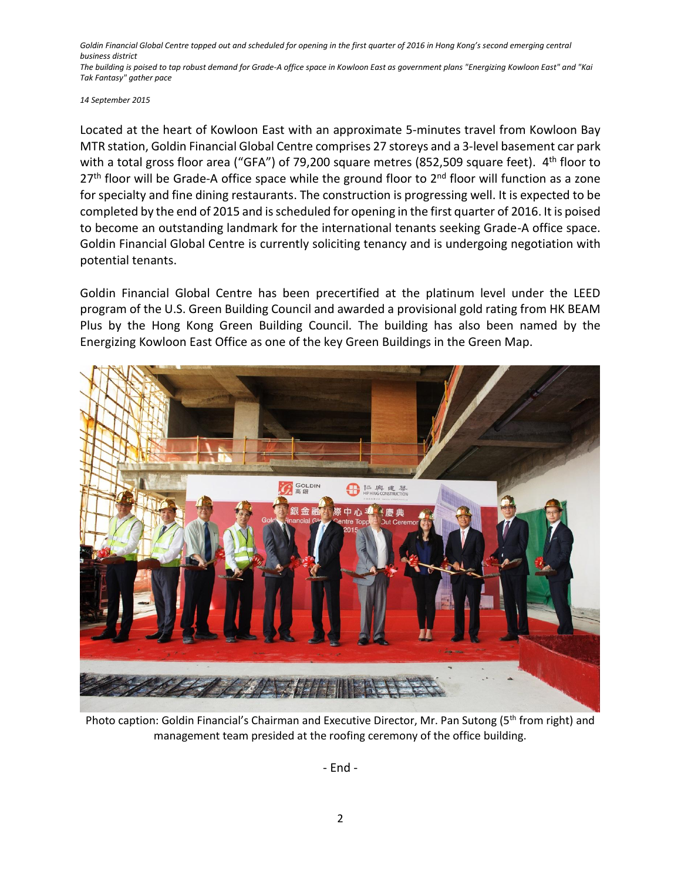Located at the heart of Kowloon East with an approximate 5-minutes travel from Kowloon Bay MTR station, Goldin Financial Global Centre comprises 27 storeys and a 3-level basement car park with a total gross floor area ("GFA") of 79,200 square metres (852,509 square feet). 4th floor to 27th floor will be Grade-A office space while the ground floor to 2nd floor will function as a zone for specialty and fine dining restaurants. The construction is progressing well. It is expected to be completed by the end of 2015 and is scheduled for opening in the first quarter of 2016. It is poised to become an outstanding landmark for the international tenants seeking Grade-A office space. Goldin Financial Global Centre is currently soliciting tenancy and is undergoing negotiation with potential tenants.

Goldin Financial Global Centre has been precertified at the platinum level under the LEED program of the U.S. Green Building Council and awarded a provisional gold rating from HK BEAM Plus by the Hong Kong Green Building Council. The building has also been named by the Energizing Kowloon East Office as one of the key Green Buildings in the Green Map.

Photo caption: Goldin Financial's Chairman and Executive Director, Mr. Pan Sutong (5th from right) and management team presided at the roofing ceremony of the office building.

- End -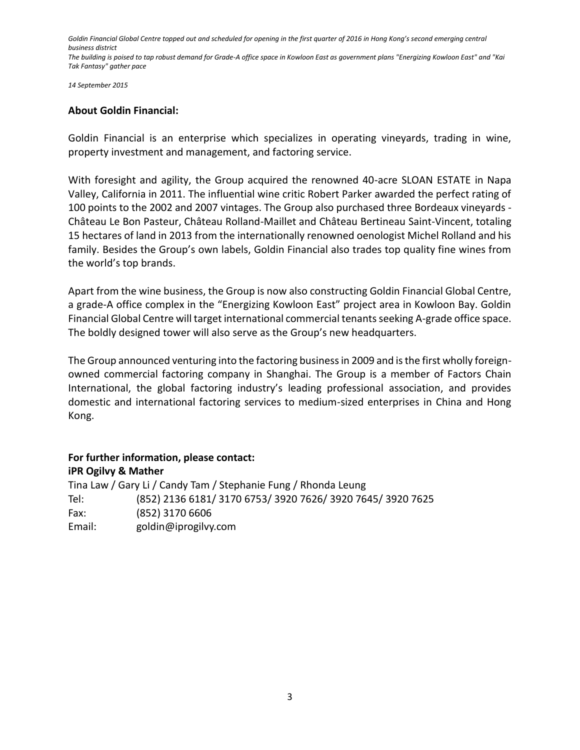## About Goldin Financial:

Goldin Financial is an enterprise which specializes in operating vineyards, trading in wine, property investment and management, and factoring service.

With foresight and agility, the Group acquired the renowned 40-acre SLOAN ESTATE in Napa Valley, California in 2011. The influential wine critic Robert Parker awarded the perfect rating of 100 points to the 2002 and 2007 vintages. The Group also purchased three Bordeaux vineyards - Château Le Bon Pasteur, Château Rolland-Maillet and Château Bertineau Saint-Vincent, totaling 15 hectares of land in 2013 from the internationally renowned oenologist Michel Rolland and his family. Besides the Group's own labels, Goldin Financial also trades top quality fine wines from the world's top brands.

Apart from the wine business, the Group is now also constructing Goldin Financial Global Centre, a grade-A office complex in the "Energizing Kowloon East" project area in Kowloon Bay. Goldin Financial Global Centre will target international commercial tenants seeking A-grade office space. The boldly designed tower will also serve as the Group's new headquarters.

The Group announced venturing into the factoring business in 2009 and is the first wholly foreign-owned commercial factoring company in Shanghai. The Group is a member of Factors Chain International, the global factoring industry's leading professional association, and provides domestic and international factoring services to medium-sized enterprises in China and Hong Kong.

**For further information, please contact:**
**iPR Ogilvy & Mather**
Tina Law / Gary Li / Candy Tam / Stephanie Fung / Rhonda Leung
Tel: (852) 2136 6181/ 3170 6753/ 3920 7626/ 3920 7645/ 3920 7625
Fax: (852) 3170 6606
Email: goldin@iprogilvy.com